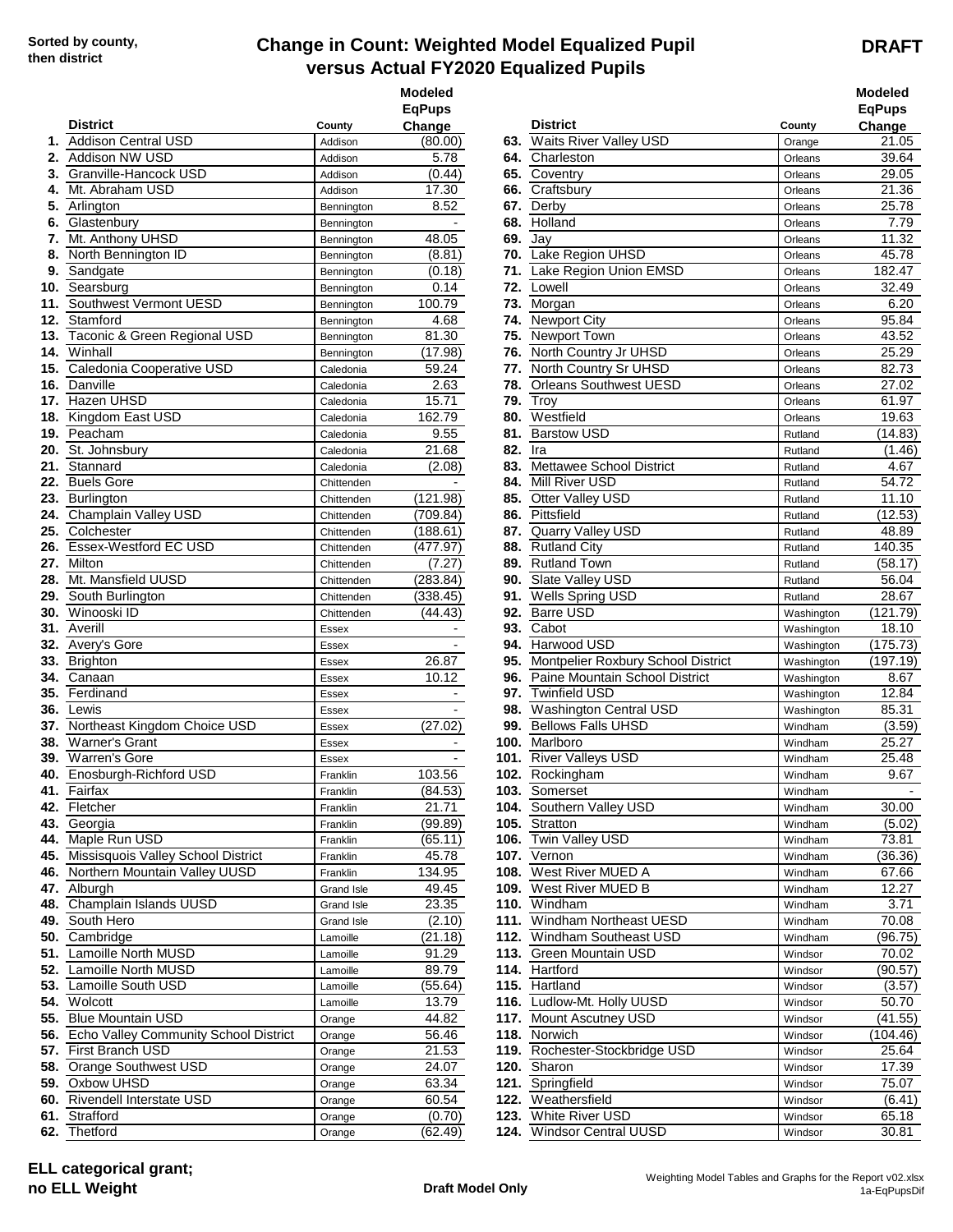Sorted by county, then district

# Change in Count: Weighted Model Equalized Pupil versus Actual FY2020 Equalized Pupils

**DRAFT**

| | District | County | Modeled EqPups Change |
|---|---|---|---|
| 1. | Addison Central USD | Addison | (80.00) |
| 2. | Addison NW USD | Addison | 5.78 |
| 3. | Granville-Hancock USD | Addison | (0.44) |
| 4. | Mt. Abraham USD | Addison | 17.30 |
| 5. | Arlington | Bennington | 8.52 |
| 6. | Glastenbury | Bennington | - |
| 7. | Mt. Anthony UHSD | Bennington | 48.05 |
| 8. | North Bennington ID | Bennington | (8.81) |
| 9. | Sandgate | Bennington | (0.18) |
| 10. | Searsburg | Bennington | 0.14 |
| 11. | Southwest Vermont UESD | Bennington | 100.79 |
| 12. | Stamford | Bennington | 4.68 |
| 13. | Taconic & Green Regional USD | Bennington | 81.30 |
| 14. | Winhall | Bennington | (17.98) |
| 15. | Caledonia Cooperative USD | Caledonia | 59.24 |
| 16. | Danville | Caledonia | 2.63 |
| 17. | Hazen UHSD | Caledonia | 15.71 |
| 18. | Kingdom East USD | Caledonia | 162.79 |
| 19. | Peacham | Caledonia | 9.55 |
| 20. | St. Johnsbury | Caledonia | 21.68 |
| 21. | Stannard | Caledonia | (2.08) |
| 22. | Buels Gore | Chittenden | - |
| 23. | Burlington | Chittenden | (121.98) |
| 24. | Champlain Valley USD | Chittenden | (709.84) |
| 25. | Colchester | Chittenden | (188.61) |
| 26. | Essex-Westford EC USD | Chittenden | (477.97) |
| 27. | Milton | Chittenden | (7.27) |
| 28. | Mt. Mansfield UUSD | Chittenden | (283.84) |
| 29. | South Burlington | Chittenden | (338.45) |
| 30. | Winooski ID | Chittenden | (44.43) |
| 31. | Averill | Essex | - |
| 32. | Avery's Gore | Essex | - |
| 33. | Brighton | Essex | 26.87 |
| 34. | Canaan | Essex | 10.12 |
| 35. | Ferdinand | Essex | - |
| 36. | Lewis | Essex | - |
| 37. | Northeast Kingdom Choice USD | Essex | (27.02) |
| 38. | Warner's Grant | Essex | - |
| 39. | Warren's Gore | Essex | - |
| 40. | Enosburgh-Richford USD | Franklin | 103.56 |
| 41. | Fairfax | Franklin | (84.53) |
| 42. | Fletcher | Franklin | 21.71 |
| 43. | Georgia | Franklin | (99.89) |
| 44. | Maple Run USD | Franklin | (65.11) |
| 45. | Missisquois Valley School District | Franklin | 45.78 |
| 46. | Northern Mountain Valley UUSD | Franklin | 134.95 |
| 47. | Alburgh | Grand Isle | 49.45 |
| 48. | Champlain Islands UUSD | Grand Isle | 23.35 |
| 49. | South Hero | Grand Isle | (2.10) |
| 50. | Cambridge | Lamoille | (21.18) |
| 51. | Lamoille North MUSD | Lamoille | 91.29 |
| 52. | Lamoille North MUSD | Lamoille | 89.79 |
| 53. | Lamoille South USD | Lamoille | (55.64) |
| 54. | Wolcott | Lamoille | 13.79 |
| 55. | Blue Mountain USD | Orange | 44.82 |
| 56. | Echo Valley Community School District | Orange | 56.46 |
| 57. | First Branch USD | Orange | 21.53 |
| 58. | Orange Southwest USD | Orange | 24.07 |
| 59. | Oxbow UHSD | Orange | 63.34 |
| 60. | Rivendell Interstate USD | Orange | 60.54 |
| 61. | Strafford | Orange | (0.70) |
| 62. | Thetford | Orange | (62.49) |
| 63. | Waits River Valley USD | Orange | 21.05 |
| 64. | Charleston | Orleans | 39.64 |
| 65. | Coventry | Orleans | 29.05 |
| 66. | Craftsbury | Orleans | 21.36 |
| 67. | Derby | Orleans | 25.78 |
| 68. | Holland | Orleans | 7.79 |
| 69. | Jay | Orleans | 11.32 |
| 70. | Lake Region UHSD | Orleans | 45.78 |
| 71. | Lake Region Union EMSD | Orleans | 182.47 |
| 72. | Lowell | Orleans | 32.49 |
| 73. | Morgan | Orleans | 6.20 |
| 74. | Newport City | Orleans | 95.84 |
| 75. | Newport Town | Orleans | 43.52 |
| 76. | North Country Jr UHSD | Orleans | 25.29 |
| 77. | North Country Sr UHSD | Orleans | 82.73 |
| 78. | Orleans Southwest UESD | Orleans | 27.02 |
| 79. | Troy | Orleans | 61.97 |
| 80. | Westfield | Orleans | 19.63 |
| 81. | Barstow USD | Rutland | (14.83) |
| 82. | Ira | Rutland | (1.46) |
| 83. | Mettawee School District | Rutland | 4.67 |
| 84. | Mill River USD | Rutland | 54.72 |
| 85. | Otter Valley USD | Rutland | 11.10 |
| 86. | Pittsfield | Rutland | (12.53) |
| 87. | Quarry Valley USD | Rutland | 48.89 |
| 88. | Rutland City | Rutland | 140.35 |
| 89. | Rutland Town | Rutland | (58.17) |
| 90. | Slate Valley USD | Rutland | 56.04 |
| 91. | Wells Spring USD | Rutland | 28.67 |
| 92. | Barre USD | Washington | (121.79) |
| 93. | Cabot | Washington | 18.10 |
| 94. | Harwood USD | Washington | (175.73) |
| 95. | Montpelier Roxbury School District | Washington | (197.19) |
| 96. | Paine Mountain School District | Washington | 8.67 |
| 97. | Twinfield USD | Washington | 12.84 |
| 98. | Washington Central USD | Washington | 85.31 |
| 99. | Bellows Falls UHSD | Windham | (3.59) |
| 100. | Marlboro | Windham | 25.27 |
| 101. | River Valleys USD | Windham | 25.48 |
| 102. | Rockingham | Windham | 9.67 |
| 103. | Somerset | Windham | - |
| 104. | Southern Valley USD | Windham | 30.00 |
| 105. | Stratton | Windham | (5.02) |
| 106. | Twin Valley USD | Windham | 73.81 |
| 107. | Vernon | Windham | (36.36) |
| 108. | West River MUED A | Windham | 67.66 |
| 109. | West River MUED B | Windham | 12.27 |
| 110. | Windham | Windham | 3.71 |
| 111. | Windham Northeast UESD | Windham | 70.08 |
| 112. | Windham Southeast USD | Windham | (96.75) |
| 113. | Green Mountain USD | Windsor | 70.02 |
| 114. | Hartford | Windsor | (90.57) |
| 115. | Hartland | Windsor | (3.57) |
| 116. | Ludlow-Mt. Holly UUSD | Windsor | 50.70 |
| 117. | Mount Ascutney USD | Windsor | (41.55) |
| 118. | Norwich | Windsor | (104.46) |
| 119. | Rochester-Stockbridge USD | Windsor | 25.64 |
| 120. | Sharon | Windsor | 17.39 |
| 121. | Springfield | Windsor | 75.07 |
| 122. | Weathersfield | Windsor | (6.41) |
| 123. | White River USD | Windsor | 65.18 |
| 124. | Windsor Central UUSD | Windsor | 30.81 |

**ELL categorical grant; no ELL Weight**

**Draft Model Only**

Weighting Model Tables and Graphs for the Report v02.xlsx
1a-EqPupsDif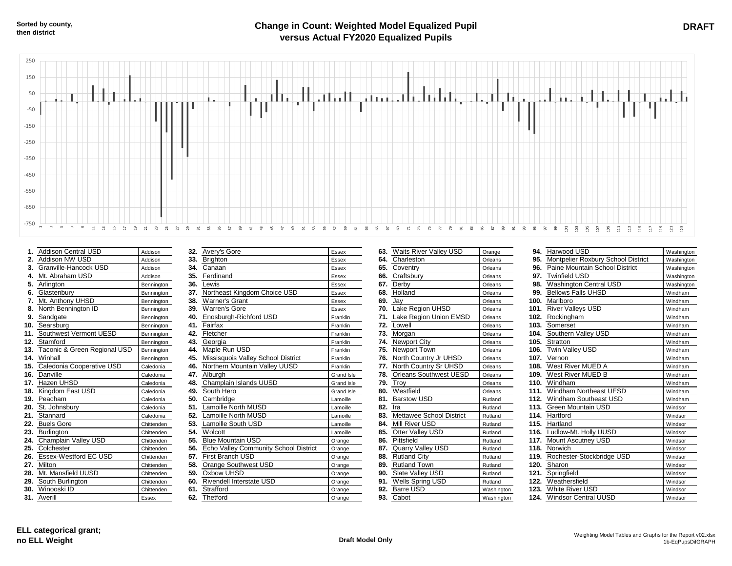Sorted by county, then district

# Change in Count: Weighted Model Equalized Pupil versus Actual FY2020 Equalized Pupils

**DRAFT**

250
150
50
-50
-150
-250
-350
-450
-550
-650
-750

1 3 5 7 9 11 13 15 17 19 21 23 25 27 29 31 33 35 37 39 41 43 45 47 49 51 53 55 57 59 61 63 65 67 69 71 73 75 77 79 81 83 85 87 89 91 93 95 97 99 101 103 105 107 109 111 113 115 117 119 121 123

| | | | | | | | | | | | |
|---|---|---|---|---|---|---|---|---|---|---|---|
| **1.** | Addison Central USD | Addison | **32.** | Avery's Gore | Essex | **63.** | Waits River Valley USD | Orange | **94.** | Harwood USD | Washington |
| **2.** | Addison NW USD | Addison | **33.** | Brighton | Essex | **64.** | Charleston | Orleans | **95.** | Montpelier Roxbury School District | Washington |
| **3.** | Granville-Hancock USD | Addison | **34.** | Canaan | Essex | **65.** | Coventry | Orleans | **96.** | Paine Mountain School District | Washington |
| **4.** | Mt. Abraham USD | Addison | **35.** | Ferdinand | Essex | **66.** | Craftsbury | Orleans | **97.** | Twinfield USD | Washington |
| **5.** | Arlington | Bennington | **36.** | Lewis | Essex | **67.** | Derby | Orleans | **98.** | Washington Central USD | Washington |
| **6.** | Glastenbury | Bennington | **37.** | Northeast Kingdom Choice USD | Essex | **68.** | Holland | Orleans | **99.** | Bellows Falls UHSD | Windham |
| **7.** | Mt. Anthony UHSD | Bennington | **38.** | Warner's Grant | Essex | **69.** | Jay | Orleans | **100.** | Marlboro | Windham |
| **8.** | North Bennington ID | Bennington | **39.** | Warren's Gore | Essex | **70.** | Lake Region UHSD | Orleans | **101.** | River Valleys USD | Windham |
| **9.** | Sandgate | Bennington | **40.** | Enosburgh-Richford USD | Franklin | **71.** | Lake Region Union EMSD | Orleans | **102.** | Rockingham | Windham |
| **10.** | Searsburg | Bennington | **41.** | Fairfax | Franklin | **72.** | Lowell | Orleans | **103.** | Somerset | Windham |
| **11.** | Southwest Vermont UESD | Bennington | **42.** | Fletcher | Franklin | **73.** | Morgan | Orleans | **104.** | Southern Valley USD | Windham |
| **12.** | Stamford | Bennington | **43.** | Georgia | Franklin | **74.** | Newport City | Orleans | **105.** | Stratton | Windham |
| **13.** | Taconic & Green Regional USD | Bennington | **44.** | Maple Run USD | Franklin | **75.** | Newport Town | Orleans | **106.** | Twin Valley USD | Windham |
| **14.** | Winhall | Bennington | **45.** | Missisquois Valley School District | Franklin | **76.** | North Country Jr UHSD | Orleans | **107.** | Vernon | Windham |
| **15.** | Caledonia Cooperative USD | Caledonia | **46.** | Northern Mountain Valley UUSD | Franklin | **77.** | North Country Sr UHSD | Orleans | **108.** | West River MUED A | Windham |
| **16.** | Danville | Caledonia | **47.** | Alburgh | Grand Isle | **78.** | Orleans Southwest UESD | Orleans | **109.** | West River MUED B | Windham |
| **17.** | Hazen UHSD | Caledonia | **48.** | Champlain Islands UUSD | Grand Isle | **79.** | Troy | Orleans | **110.** | Windham | Windham |
| **18.** | Kingdom East USD | Caledonia | **49.** | South Hero | Grand Isle | **80.** | Westfield | Orleans | **111.** | Windham Northeast UESD | Windham |
| **19.** | Peacham | Caledonia | **50.** | Cambridge | Lamoille | **81.** | Barstow USD | Rutland | **112.** | Windham Southeast USD | Windham |
| **20.** | St. Johnsbury | Caledonia | **51.** | Lamoille North MUSD | Lamoille | **82.** | Ira | Rutland | **113.** | Green Mountain USD | Windsor |
| **21.** | Stannard | Caledonia | **52.** | Lamoille North MUSD | Lamoille | **83.** | Mettawee School District | Rutland | **114.** | Hartford | Windsor |
| **22.** | Buels Gore | Chittenden | **53.** | Lamoille South USD | Lamoille | **84.** | Mill River USD | Rutland | **115.** | Hartland | Windsor |
| **23.** | Burlington | Chittenden | **54.** | Wolcott | Lamoille | **85.** | Otter Valley USD | Rutland | **116.** | Ludlow-Mt. Holly UUSD | Windsor |
| **24.** | Champlain Valley USD | Chittenden | **55.** | Blue Mountain USD | Orange | **86.** | Pittsfield | Rutland | **117.** | Mount Ascutney USD | Windsor |
| **25.** | Colchester | Chittenden | **56.** | Echo Valley Community School District | Orange | **87.** | Quarry Valley USD | Rutland | **118.** | Norwich | Windsor |
| **26.** | Essex-Westford EC USD | Chittenden | **57.** | First Branch USD | Orange | **88.** | Rutland City | Rutland | **119.** | Rochester-Stockbridge USD | Windsor |
| **27.** | Milton | Chittenden | **58.** | Orange Southwest USD | Orange | **89.** | Rutland Town | Rutland | **120.** | Sharon | Windsor |
| **28.** | Mt. Mansfield UUSD | Chittenden | **59.** | Oxbow UHSD | Orange | **90.** | Slate Valley USD | Rutland | **121.** | Springfield | Windsor |
| **29.** | South Burlington | Chittenden | **60.** | Rivendell Interstate USD | Orange | **91.** | Wells Spring USD | Rutland | **122.** | Weathersfield | Windsor |
| **30.** | Winooski ID | Chittenden | **61.** | Strafford | Orange | **92.** | Barre USD | Washington | **123.** | White River USD | Windsor |
| **31.** | Averill | Essex | **62.** | Thetford | Orange | **93.** | Cabot | Washington | **124.** | Windsor Central UUSD | Windsor |

**ELL categorical grant; no ELL Weight**

Draft Model Only

Weighting Model Tables and Graphs for the Report v02.xlsx
1b-EqPupsDifGRAPH